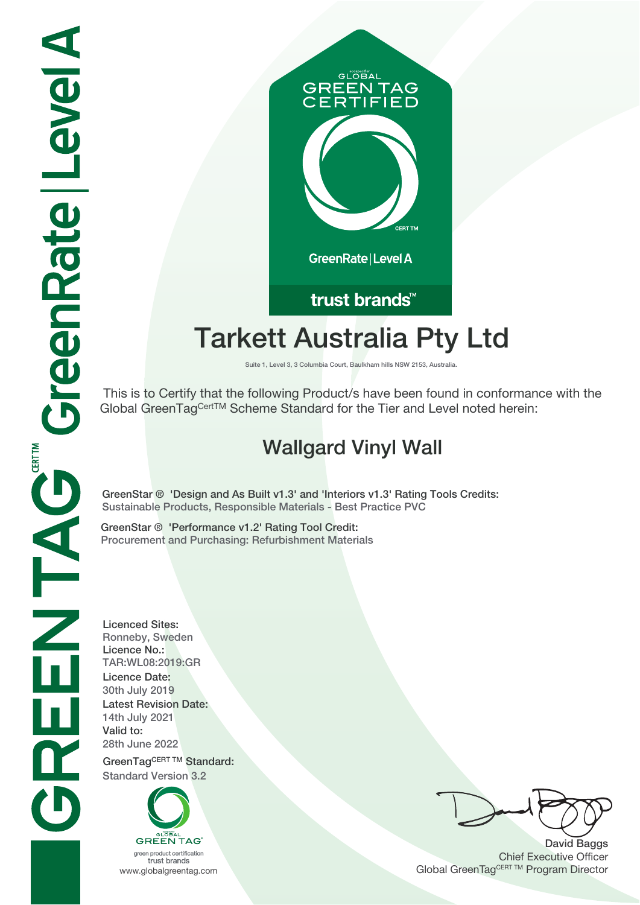GLOBAL GREEN TAG CERTIFIED

GreenRate | Level A

trust brands™

# Tarkett Australia Pty Ltd

Suite 1, Level 3, 3 Columbia Court, Baulkham hills NSW 2153, Australia.

This is to Certify that the following Product/s have been found in conformance with the Global GreenTag[CertTM] Scheme Standard for the Tier and Level noted herein:

## Wallgard Vinyl Wall

**GreenStar ® 'Design and As Built v1.3' and 'Interiors v1.3' Rating Tools Credits:**
Sustainable Products, Responsible Materials - Best Practice PVC

**GreenStar ® 'Performance v1.2' Rating Tool Credit:**
Procurement and Purchasing: Refurbishment Materials

**Licenced Sites:**
Ronneby, Sweden

**Licence No.:**
TAR:WL08:2019:GR

**Licence Date:**
30th July 2019

**Latest Revision Date:**
14th July 2021

**Valid to:**
28th June 2022

**GreenTag[CERT TM] Standard:**
Standard Version 3.2

GLOBAL GREEN TAG
green product certification
trust brands
www.globalgreentag.com

**David Baggs**
Chief Executive Officer
Global GreenTag[CERT TM] Program Director

GREEN TAG CERT TM GreenRate | Level A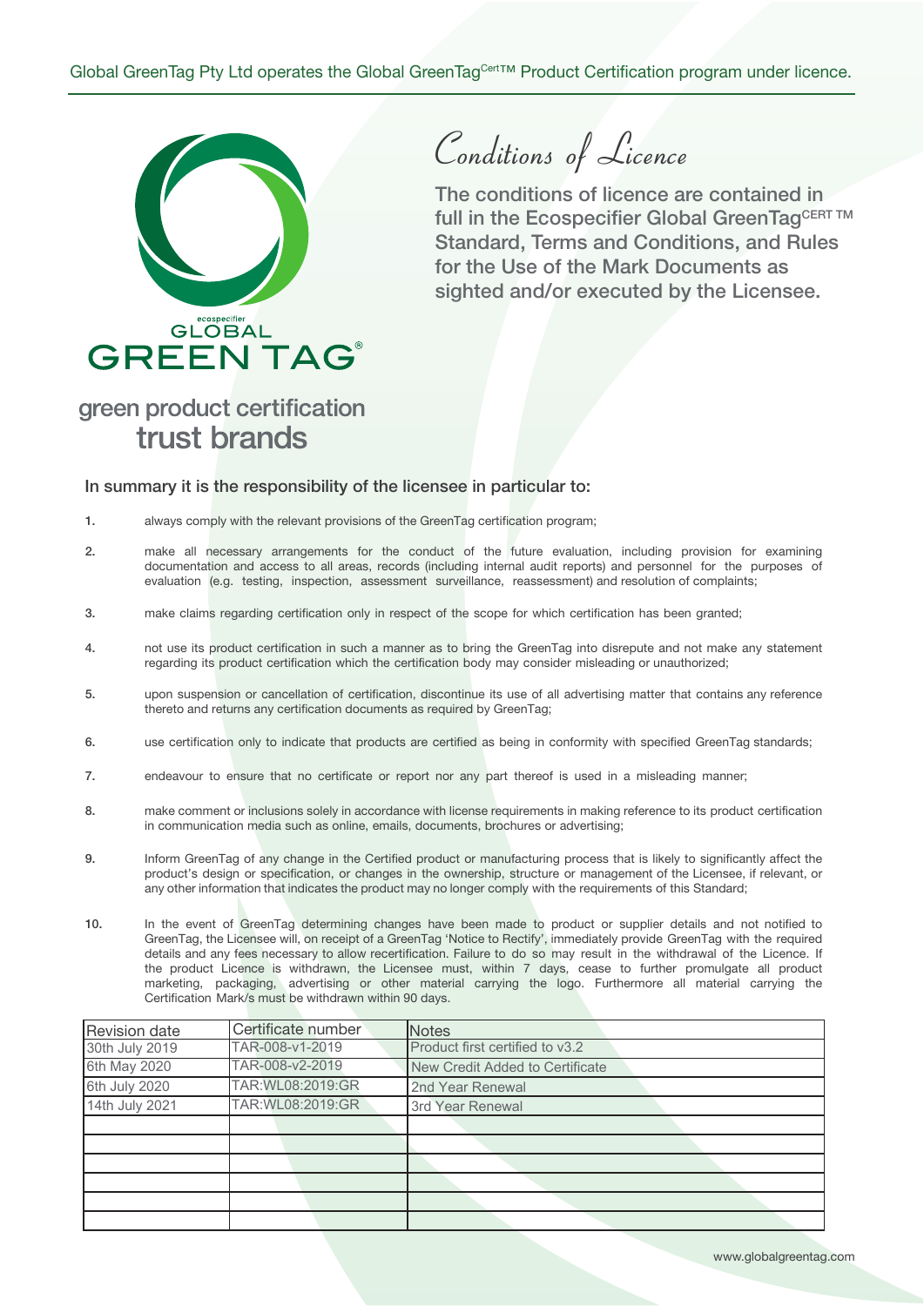Global GreenTag Pty Ltd operates the Global GreenTag[Cert]™ Product Certification program under licence.

ecospecifier GLOBAL GREEN TAG®

green product certification
trust brands

# Conditions of Licence

**The conditions of licence are contained in full in the Ecospecifier Global GreenTag[CERT TM] Standard, Terms and Conditions, and Rules for the Use of the Mark Documents as sighted and/or executed by the Licensee.**

## In summary it is the responsibility of the licensee in particular to:

1. always comply with the relevant provisions of the GreenTag certification program;
2. make all necessary arrangements for the conduct of the future evaluation, including provision for examining documentation and access to all areas, records (including internal audit reports) and personnel for the purposes of evaluation (e.g. testing, inspection, assessment surveillance, reassessment) and resolution of complaints;
3. make claims regarding certification only in respect of the scope for which certification has been granted;
4. not use its product certification in such a manner as to bring the GreenTag into disrepute and not make any statement regarding its product certification which the certification body may consider misleading or unauthorized;
5. upon suspension or cancellation of certification, discontinue its use of all advertising matter that contains any reference thereto and returns any certification documents as required by GreenTag;
6. use certification only to indicate that products are certified as being in conformity with specified GreenTag standards;
7. endeavour to ensure that no certificate or report nor any part thereof is used in a misleading manner;
8. make comment or inclusions solely in accordance with license requirements in making reference to its product certification in communication media such as online, emails, documents, brochures or advertising;
9. Inform GreenTag of any change in the Certified product or manufacturing process that is likely to significantly affect the product's design or specification, or changes in the ownership, structure or management of the Licensee, if relevant, or any other information that indicates the product may no longer comply with the requirements of this Standard;
10. In the event of GreenTag determining changes have been made to product or supplier details and not notified to GreenTag, the Licensee will, on receipt of a GreenTag 'Notice to Rectify', immediately provide GreenTag with the required details and any fees necessary to allow recertification. Failure to do so may result in the withdrawal of the Licence. If the product Licence is withdrawn, the Licensee must, within 7 days, cease to further promulgate all product marketing, packaging, advertising or other material carrying the logo. Furthermore all material carrying the Certification Mark/s must be withdrawn within 90 days.

| Revision date | Certificate number | Notes |
|---|---|---|
| 30th July 2019 | TAR-008-v1-2019 | Product first certified to v3.2 |
| 6th May 2020 | TAR-008-v2-2019 | New Credit Added to Certificate |
| 6th July 2020 | TAR:WL08:2019:GR | 2nd Year Renewal |
| 14th July 2021 | TAR:WL08:2019:GR | 3rd Year Renewal |
| | | |
| | | |
| | | |
| | | |
| | | |
| | | |

www.globalgreentag.com